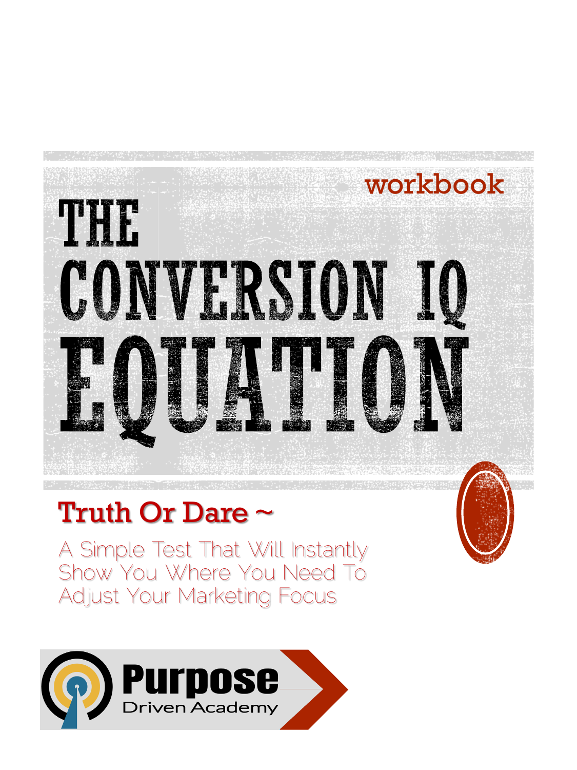workbook

# THE CONVERSION IQ EQUATION

## Truth Or Dare ~

A Simple Test That Will Instantly Show You Where You Need To Adjust Your Marketing Focus

Purpose Driven Academy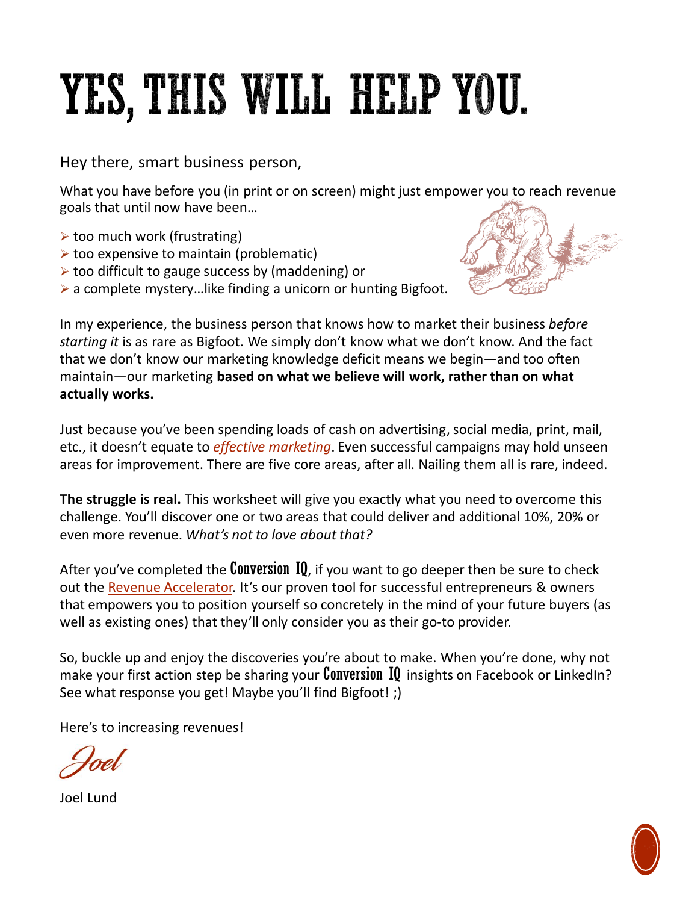# YES, THIS WILL HELP YOU.

Hey there, smart business person,

What you have before you (in print or on screen) might just empower you to reach revenue goals that until now have been…

- too much work (frustrating)
- too expensive to maintain (problematic)
- too difficult to gauge success by (maddening) or
- a complete mystery…like finding a unicorn or hunting Bigfoot.

In my experience, the business person that knows how to market their business *before starting it* is as rare as Bigfoot. We simply don't know what we don't know. And the fact that we don't know our marketing knowledge deficit means we begin—and too often maintain—our marketing **based on what we believe will work, rather than on what actually works.**

Just because you've been spending loads of cash on advertising, social media, print, mail, etc., it doesn't equate to *effective marketing*. Even successful campaigns may hold unseen areas for improvement. There are five core areas, after all. Nailing them all is rare, indeed.

**The struggle is real.** This worksheet will give you exactly what you need to overcome this challenge. You'll discover one or two areas that could deliver and additional 10%, 20% or even more revenue. *What's not to love about that?*

After you've completed the **Conversion IQ**, if you want to go deeper then be sure to check out the Revenue Accelerator. It's our proven tool for successful entrepreneurs & owners that empowers you to position yourself so concretely in the mind of your future buyers (as well as existing ones) that they'll only consider you as their go-to provider.

So, buckle up and enjoy the discoveries you're about to make. When you're done, why not make your first action step be sharing your **Conversion IQ** insights on Facebook or LinkedIn? See what response you get! Maybe you'll find Bigfoot! ;)

Here's to increasing revenues!

*Joel*

Joel Lund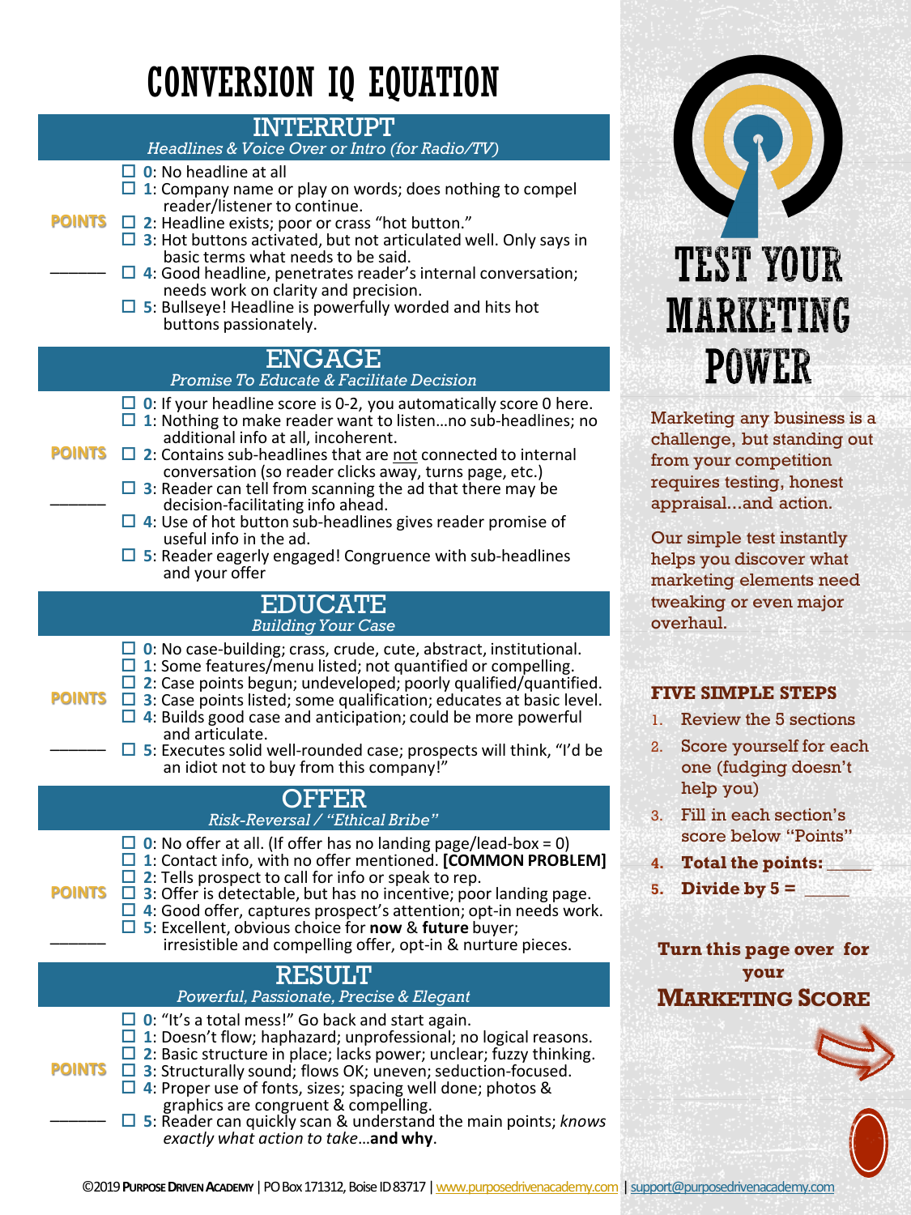# CONVERSION IQ EQUATION

## INTERRUPT

*Headlines & Voice Over or Intro (for Radio/TV)*

POINTS ______

- ☐ **0**: No headline at all
- ☐ **1**: Company name or play on words; does nothing to compel reader/listener to continue.
- ☐ **2**: Headline exists; poor or crass "hot button."
- ☐ **3**: Hot buttons activated, but not articulated well. Only says in basic terms what needs to be said.
- ☐ **4**: Good headline, penetrates reader's internal conversation; needs work on clarity and precision.
- ☐ **5**: Bullseye! Headline is powerfully worded and hits hot buttons passionately.

## ENGAGE

*Promise To Educate & Facilitate Decision*

POINTS ______

- ☐ **0**: If your headline score is 0-2, you automatically score 0 here.
- ☐ **1**: Nothing to make reader want to listen…no sub-headlines; no additional info at all, incoherent.
- ☐ **2**: Contains sub-headlines that are not connected to internal conversation (so reader clicks away, turns page, etc.)
- ☐ **3**: Reader can tell from scanning the ad that there may be decision-facilitating info ahead.
- ☐ **4**: Use of hot button sub-headlines gives reader promise of useful info in the ad.
- ☐ **5**: Reader eagerly engaged! Congruence with sub-headlines and your offer

## EDUCATE

*Building Your Case*

POINTS ______

- ☐ **0**: No case-building; crass, crude, cute, abstract, institutional.
- ☐ **1**: Some features/menu listed; not quantified or compelling.
- ☐ **2**: Case points begun; undeveloped; poorly qualified/quantified.
- ☐ **3**: Case points listed; some qualification; educates at basic level.
- ☐ **4**: Builds good case and anticipation; could be more powerful and articulate.
- ☐ **5**: Executes solid well-rounded case; prospects will think, "I'd be an idiot not to buy from this company!"

## OFFER

*Risk-Reversal / "Ethical Bribe"*

POINTS ______

- ☐ **0**: No offer at all. (If offer has no landing page/lead-box = 0)
- ☐ **1**: Contact info, with no offer mentioned. **[COMMON PROBLEM]**
- ☐ **2**: Tells prospect to call for info or speak to rep.
- ☐ **3**: Offer is detectable, but has no incentive; poor landing page.
- ☐ **4**: Good offer, captures prospect's attention; opt-in needs work.
- ☐ **5**: Excellent, obvious choice for **now** & **future** buyer; irresistible and compelling offer, opt-in & nurture pieces.

## RESULT

*Powerful, Passionate, Precise & Elegant*

POINTS ______

- ☐ **0**: "It's a total mess!" Go back and start again.
- ☐ **1**: Doesn't flow; haphazard; unprofessional; no logical reasons.
- ☐ **2**: Basic structure in place; lacks power; unclear; fuzzy thinking.
- ☐ **3**: Structurally sound; flows OK; uneven; seduction-focused.
- ☐ **4**: Proper use of fonts, sizes; spacing well done; photos & graphics are congruent & compelling.
- ☐ **5**: Reader can quickly scan & understand the main points; *knows exactly what action to take*…**and why**.

# TEST YOUR MARKETING POWER

Marketing any business is a challenge, but standing out from your competition requires testing, honest appraisal…and action.

Our simple test instantly helps you discover what marketing elements need tweaking or even major overhaul.

**FIVE SIMPLE STEPS**

1. Review the 5 sections
2. Score yourself for each one (fudging doesn't help you)
3. Fill in each section's score below "Points"
4. **Total the points: _____**
5. **Divide by 5 = _____**

**Turn this page over for your**

**MARKETING SCORE**

©2019 **PURPOSE DRIVEN ACADEMY** | PO Box 171312, Boise ID 83717 | www.purposedrivenacademy.com | support@purposedrivenacademy.com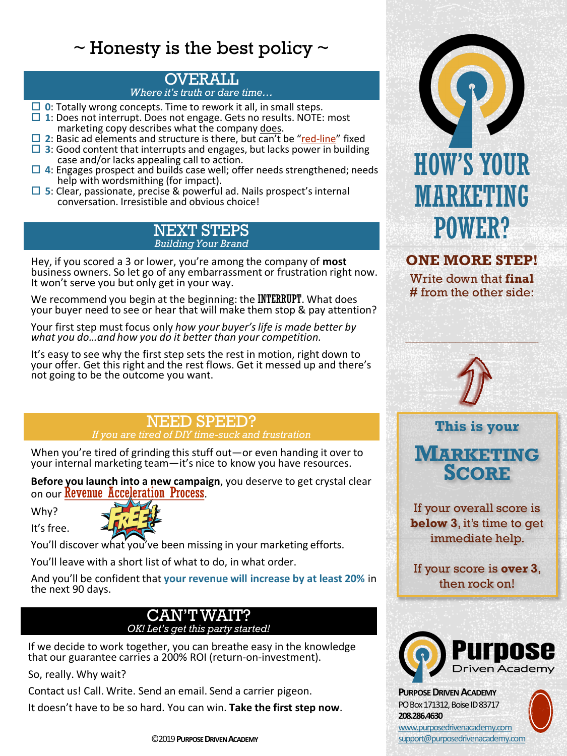# ~ Honesty is the best policy ~

## OVERALL

*Where it's truth or dare time…*

- ☐ **0**: Totally wrong concepts. Time to rework it all, in small steps.
- ☐ **1**: Does not interrupt. Does not engage. Gets no results. NOTE: most marketing copy describes what the company does.
- ☐ **2**: Basic ad elements and structure is there, but can't be "red-line" fixed
- ☐ **3**: Good content that interrupts and engages, but lacks power in building case and/or lacks appealing call to action.
- ☐ **4**: Engages prospect and builds case well; offer needs strengthened; needs help with wordsmithing (for impact).
- ☐ **5**: Clear, passionate, precise & powerful ad. Nails prospect's internal conversation. Irresistible and obvious choice!

## NEXT STEPS

*Building Your Brand*

Hey, if you scored a 3 or lower, you're among the company of **most** business owners. So let go of any embarrassment or frustration right now. It won't serve you but only get in your way.

We recommend you begin at the beginning: the INTERRUPT. What does your buyer need to see or hear that will make them stop & pay attention?

Your first step must focus only *how your buyer's life is made better by what you do…and how you do it better than your competition.*

It's easy to see why the first step sets the rest in motion, right down to your offer. Get this right and the rest flows. Get it messed up and there's not going to be the outcome you want.

## NEED SPEED?

*If you are tired of DIY time-suck and frustration*

When you're tired of grinding this stuff out—or even handing it over to your internal marketing team—it's nice to know you have resources.

**Before you launch into a new campaign**, you deserve to get crystal clear on our Revenue Acceleration Process.

Why?

It's free. FREE!

You'll discover what you've been missing in your marketing efforts.

You'll leave with a short list of what to do, in what order.

And you'll be confident that **your revenue will increase by at least 20%** in the next 90 days.

## CAN'T WAIT?

*OK! Let's get this party started!*

If we decide to work together, you can breathe easy in the knowledge that our guarantee carries a 200% ROI (return-on-investment).

So, really. Why wait?

Contact us! Call. Write. Send an email. Send a carrier pigeon.

It doesn't have to be so hard. You can win. **Take the first step now**.

©2019 PURPOSE DRIVEN ACADEMY

# HOW'S YOUR MARKETING POWER?

**ONE MORE STEP!**

Write down that **final** # from the other side:

______________________

**This is your**

## MARKETING SCORE

If your overall score is **below 3**, it's time to get immediate help.

If your score is **over 3**, then rock on!

Purpose Driven Academy

**PURPOSE DRIVEN ACADEMY**
PO Box 171312, Boise ID 83717
**208.286.4630**
www.purposedrivenacademy.com
support@purposedrivenacademy.com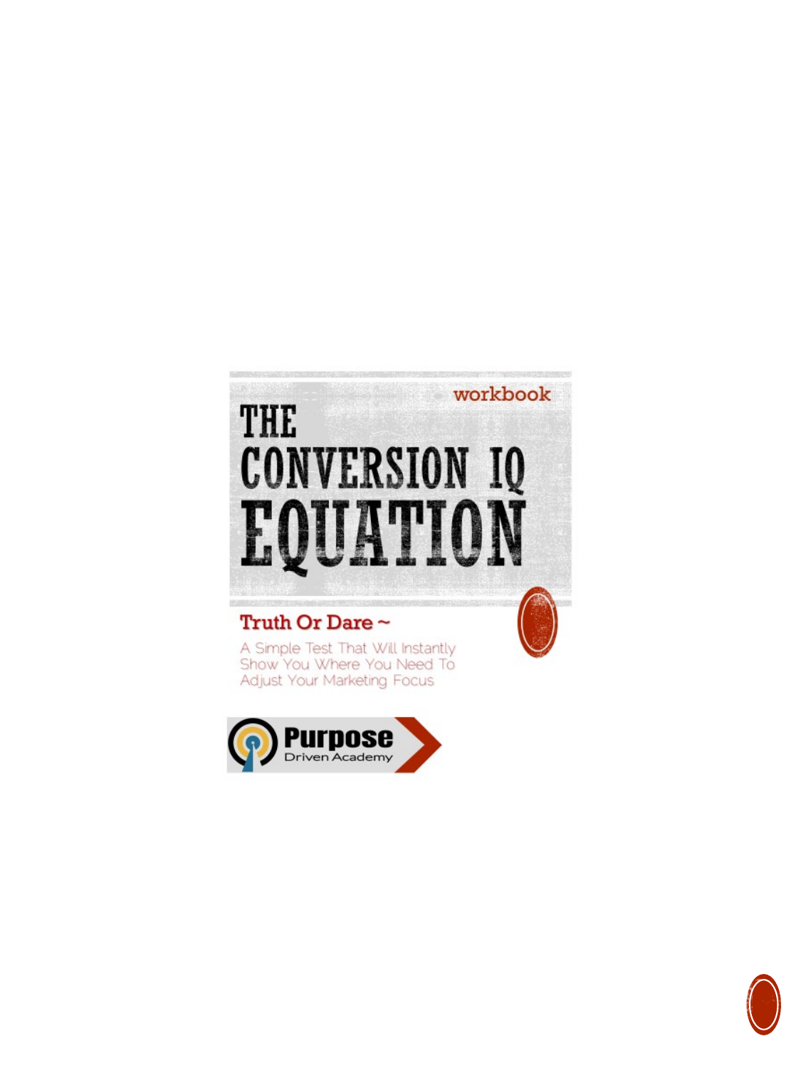workbook

# THE CONVERSION IQ EQUATION

## Truth Or Dare ~

A Simple Test That Will Instantly Show You Where You Need To Adjust Your Marketing Focus

Purpose
Driven Academy